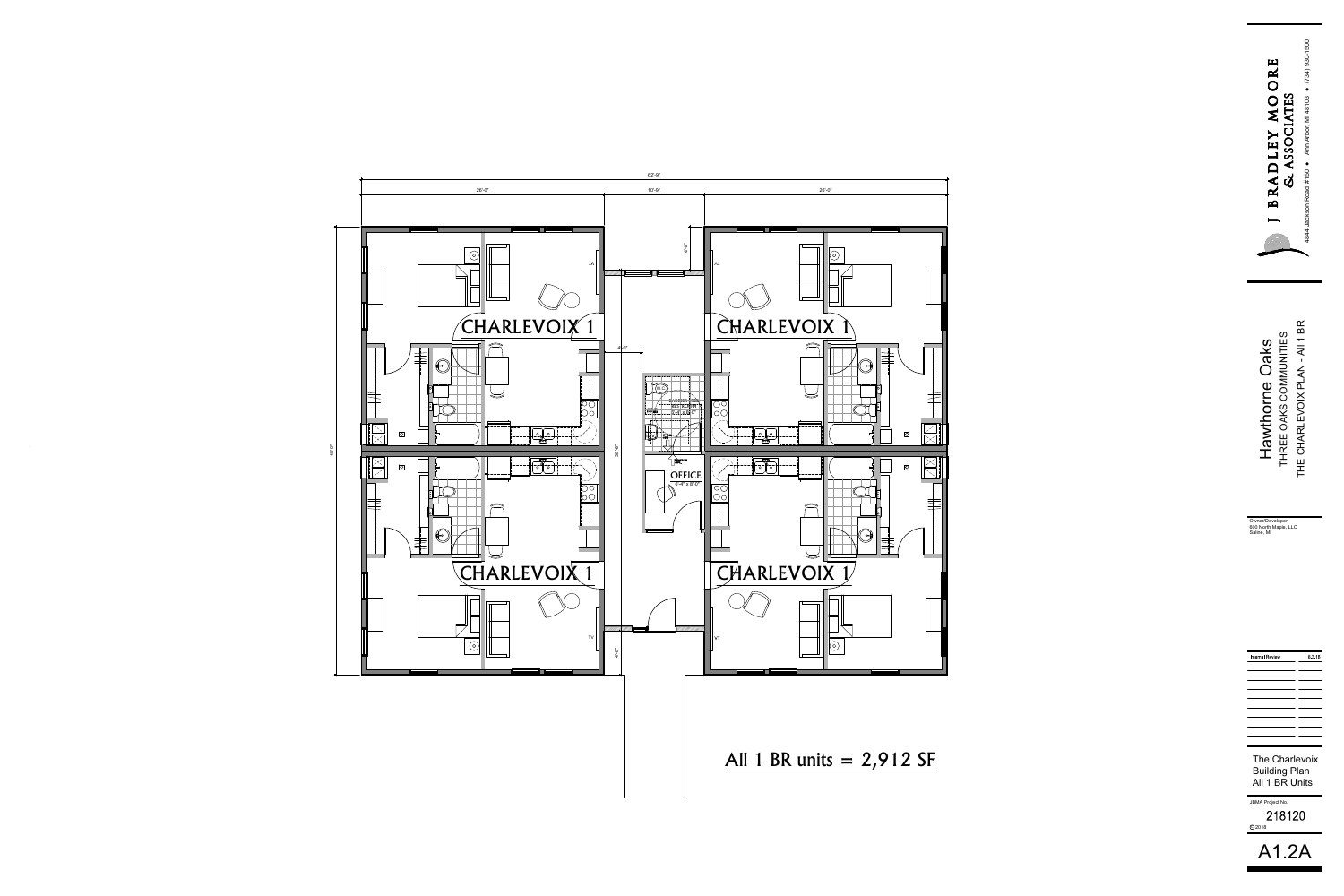62'-9"

26'-0" | 10'-9" | 26'-0"

48'-0"

4'-8"

4'-0"

39'-8"

4'-8"

CHARLEVOIX 1

CHARLEVOIX 1

CHARLEVOIX 1

CHARLEVOIX 1

BARRIER-FREE RESTROOM

OFFICE
8'-4" x 8'-0"

All 1 BR units = 2,912 SF

J BRADLEY MOORE & ASSOCIATES
4844 Jackson Road #150 • Ann Arbor, MI 48103 • (734) 930-1500

# Hawthorne Oaks
THREE OAKS COMMUNITIES
THE CHARLEVOIX PLAN - All 1 BR

Owner/Developer:
600 North Maple, LLC
Saline, MI

| Internal Review | 8.3.18 |
|---|---|

The Charlevoix
Building Plan
All 1 BR Units

JBMA Project No.
218120
©2018

A1.2A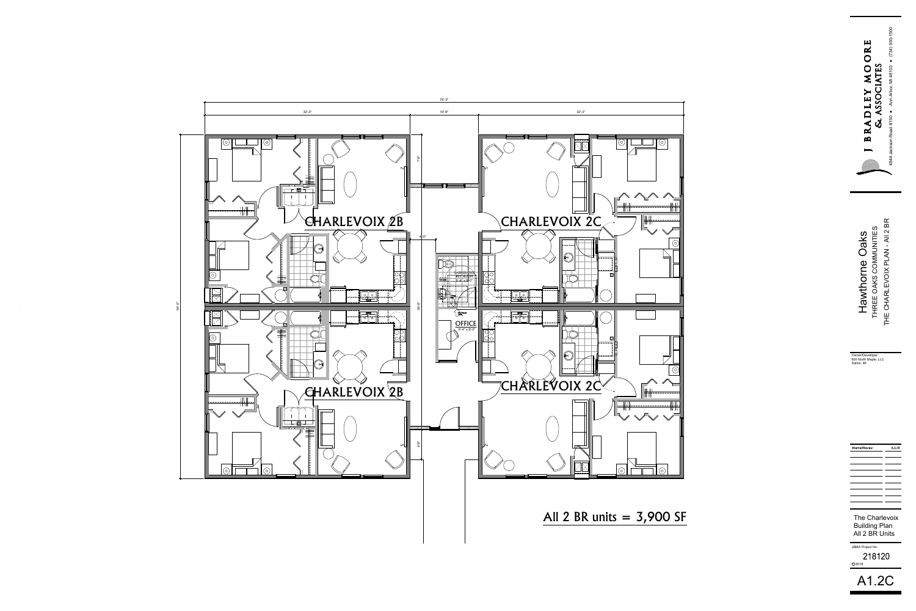75'-3"

32'-3" | 10'-9" | 32'-3"

54'-0"

CHARLEVOIX 2B

CHARLEVOIX 2C

OFFICE
6'-4" x 8'-0"

CHARLEVOIX 2B

CHARLEVOIX 2C

All 2 BR units = 3,900 SF

J BRADLEY MOORE & ASSOCIATES
4844 Jackson Road #150 • Ann Arbor, MI 48103 • (734) 930-1500

Hawthorne Oaks
THREE OAKS COMMUNITIES
THE CHARLEVOIX PLAN - All 2 BR

Owner/Developer:
600 North Maple, LLC
Saline, MI

| Internal Review | 8.3.18 |
|---|---|

The Charlevoix
Building Plan
All 2 BR Units

JBMA Project No.
218120
©2018

A1.2C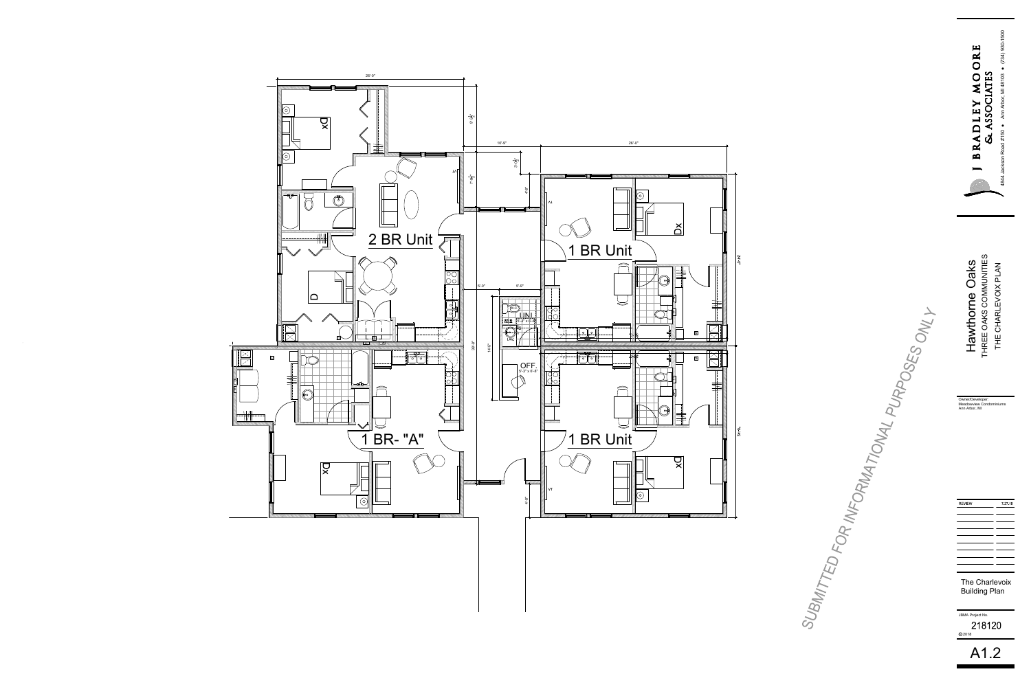2 BR Unit

1 BR- "A"

1 BR Unit

1 BR Unit

OFF.
5'-3" x 6'-8"

UNI.

26'-0"

10'-9"

26'-0"

5'-0"

5'-9"

SUBMITTED FOR INFORMATIONAL PURPOSES ONLY

J BRADLEY MOORE & ASSOCIATES

4844 Jackson Road #150 • Ann Arbor, MI 48103 • (734) 930-1500

# Hawthorne Oaks

THREE OAKS COMMUNITIES

THE CHARLEVOIX PLAN

Owner/Developer:
Meadowview Condominiums
Ann Arbor, MI

| REVIEW | 7.27.18 |
| --- | --- |
| | |

The Charlevoix Building Plan

JBMA Project No.

218120

©2018

A1.2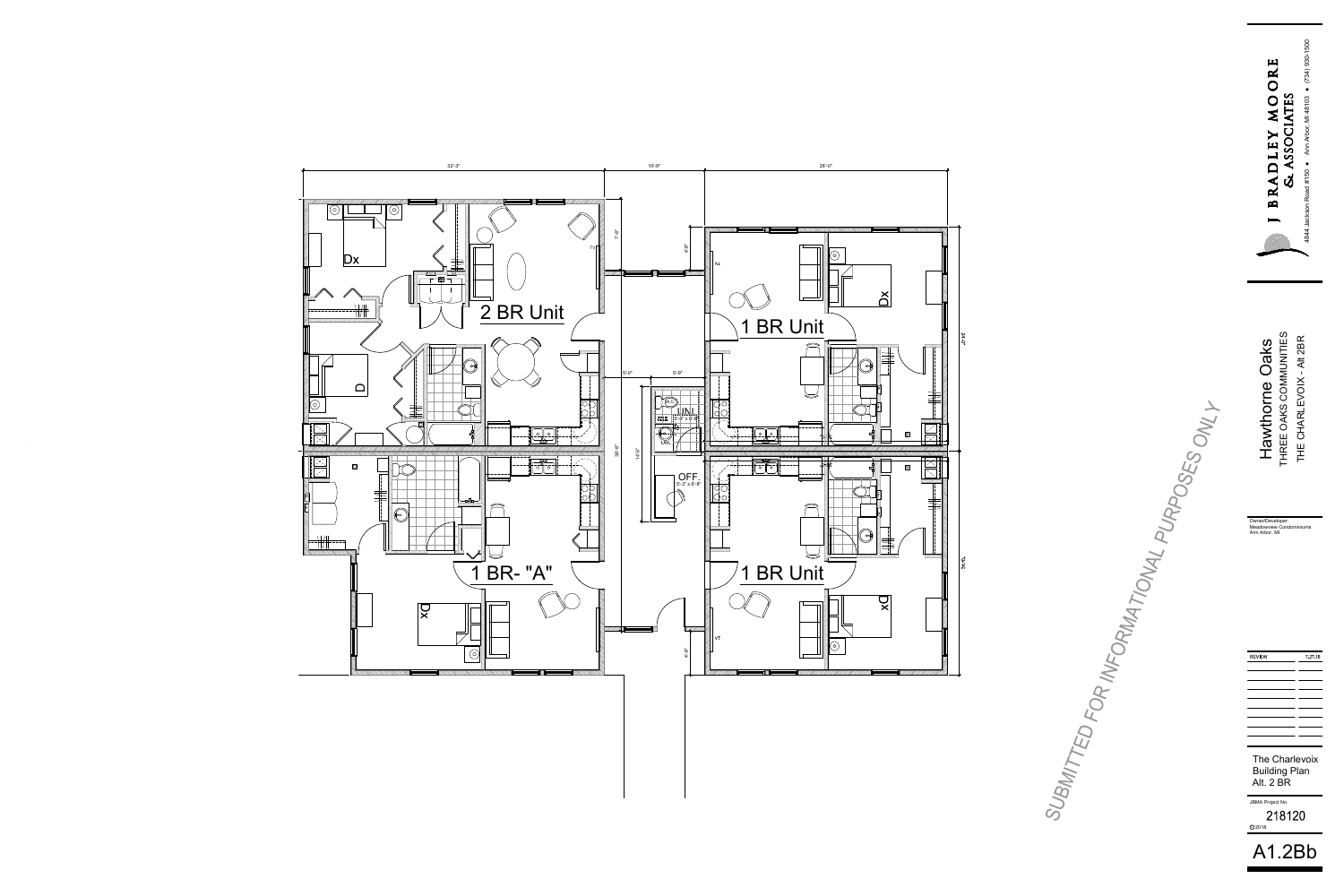32'-3"

10'-9"

26'-0"

2 BR Unit

1 BR Unit

1 BR- "A"

1 BR Unit

UNI.

OFF.
5'-3" x 6'-8"

Dx

D

SUBMITTED FOR INFORMATIONAL PURPOSES ONLY

J BRADLEY MOORE & ASSOCIATES

4844 Jackson Road #150 • Ann Arbor, MI 48103 • (734) 930-1500

# Hawthorne Oaks

THREE OAKS COMMUNITIES

THE CHARLEVOIX - Alt 2BR

Owner/Developer:
Meadowview Condominiums
Ann Arbor, MI

| REVIEW | 7.27.18 |
|---|---|
| | |
| | |
| | |
| | |
| | |
| | |
| | |
| | |

The Charlevoix
Building Plan
Alt. 2 BR

JBMA Project No.
218120
©2018

A1.2Bb